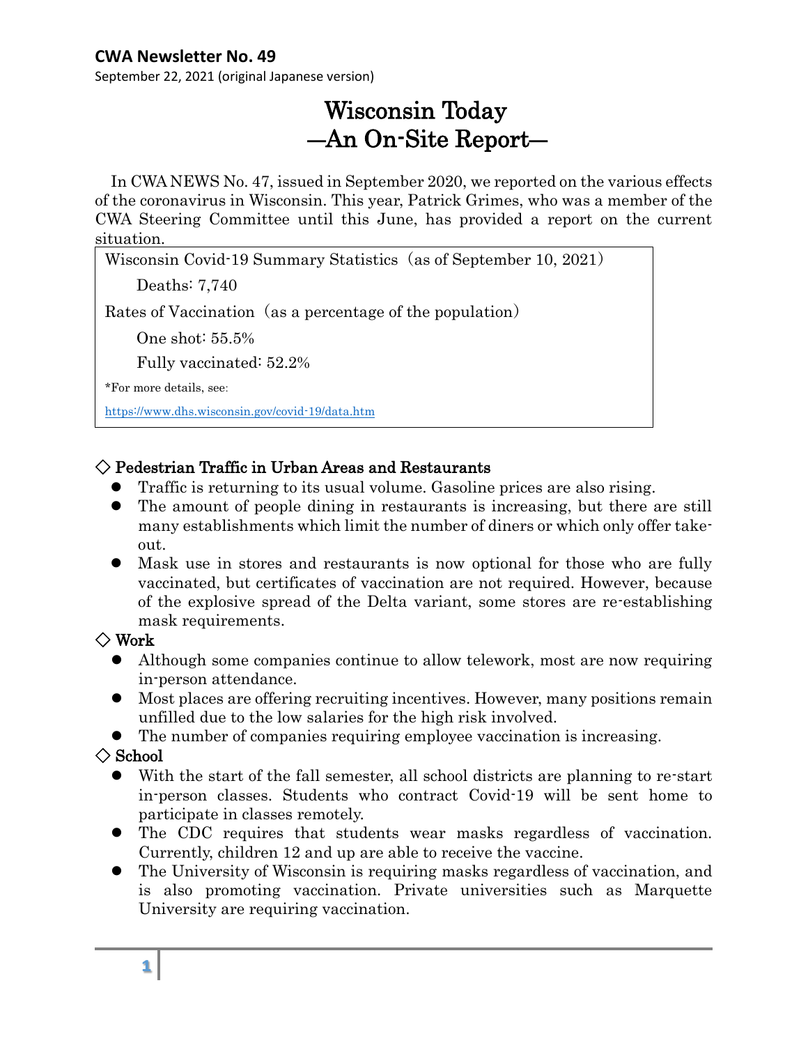**CWA Newsletter No. 49**

September 22, 2021 (original Japanese version)

# Wisconsin Today
## —An On-Site Report—

In CWA NEWS No. 47, issued in September 2020, we reported on the various effects of the coronavirus in Wisconsin. This year, Patrick Grimes, who was a member of the CWA Steering Committee until this June, has provided a report on the current situation.

> Wisconsin Covid-19 Summary Statistics（as of September 10, 2021）
>
> Deaths: 7,740
>
> Rates of Vaccination（as a percentage of the population）
>
> One shot: 55.5%
>
> Fully vaccinated: 52.2%
>
> *For more details, see:
>
> https://www.dhs.wisconsin.gov/covid-19/data.htm

### ◇ Pedestrian Traffic in Urban Areas and Restaurants

- Traffic is returning to its usual volume. Gasoline prices are also rising.
- The amount of people dining in restaurants is increasing, but there are still many establishments which limit the number of diners or which only offer take-out.
- Mask use in stores and restaurants is now optional for those who are fully vaccinated, but certificates of vaccination are not required. However, because of the explosive spread of the Delta variant, some stores are re-establishing mask requirements.

### ◇ Work

- Although some companies continue to allow telework, most are now requiring in-person attendance.
- Most places are offering recruiting incentives. However, many positions remain unfilled due to the low salaries for the high risk involved.
- The number of companies requiring employee vaccination is increasing.

### ◇ School

- With the start of the fall semester, all school districts are planning to re-start in-person classes. Students who contract Covid-19 will be sent home to participate in classes remotely.
- The CDC requires that students wear masks regardless of vaccination. Currently, children 12 and up are able to receive the vaccine.
- The University of Wisconsin is requiring masks regardless of vaccination, and is also promoting vaccination. Private universities such as Marquette University are requiring vaccination.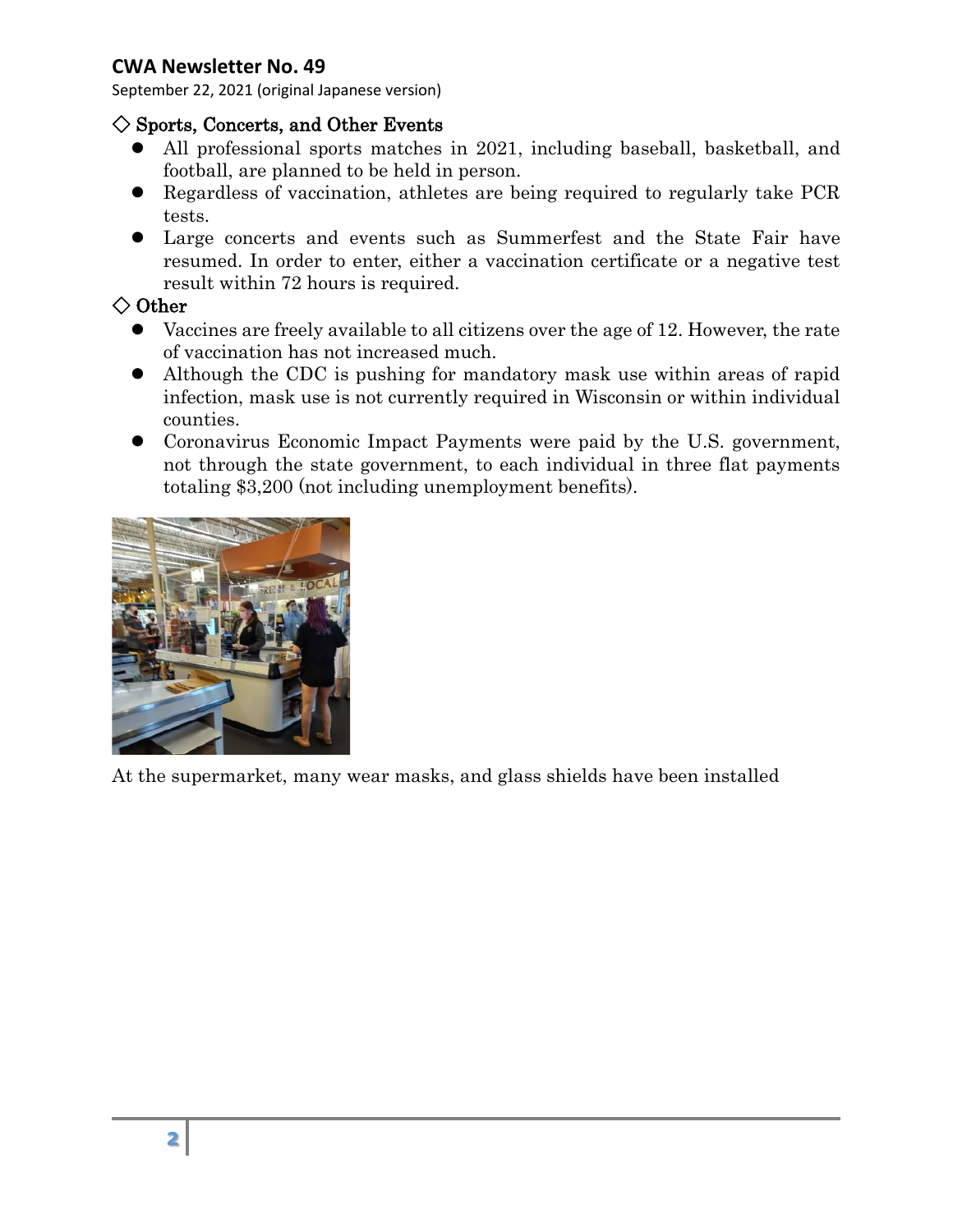## ◇ Sports, Concerts, and Other Events

- All professional sports matches in 2021, including baseball, basketball, and football, are planned to be held in person.
- Regardless of vaccination, athletes are being required to regularly take PCR tests.
- Large concerts and events such as Summerfest and the State Fair have resumed. In order to enter, either a vaccination certificate or a negative test result within 72 hours is required.

## ◇ Other

- Vaccines are freely available to all citizens over the age of 12. However, the rate of vaccination has not increased much.
- Although the CDC is pushing for mandatory mask use within areas of rapid infection, mask use is not currently required in Wisconsin or within individual counties.
- Coronavirus Economic Impact Payments were paid by the U.S. government, not through the state government, to each individual in three flat payments totaling $3,200 (not including unemployment benefits).

At the supermarket, many wear masks, and glass shields have been installed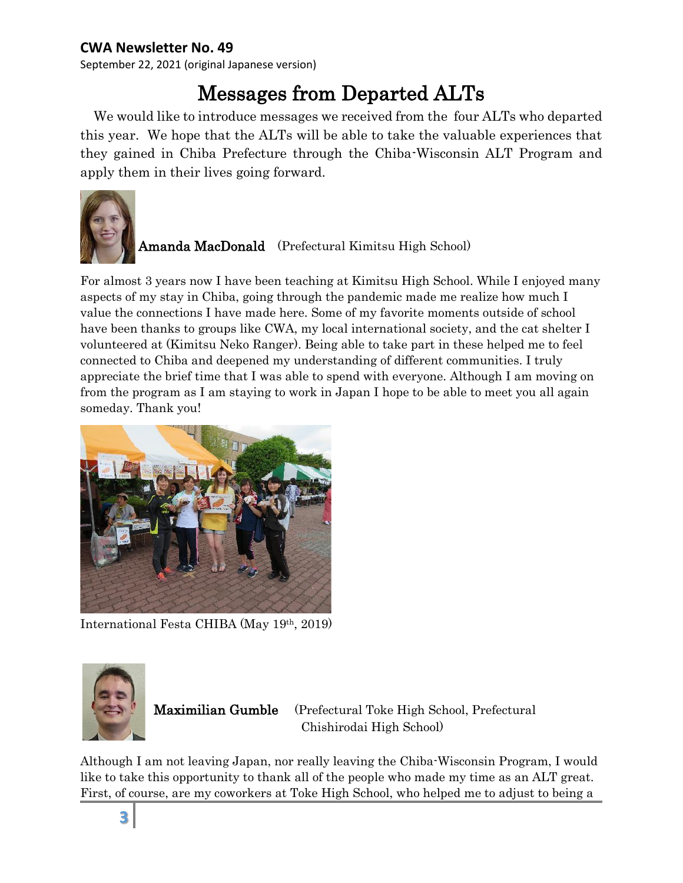# Messages from Departed ALTs

We would like to introduce messages we received from the four ALTs who departed this year. We hope that the ALTs will be able to take the valuable experiences that they gained in Chiba Prefecture through the Chiba-Wisconsin ALT Program and apply them in their lives going forward.

**Amanda MacDonald** (Prefectural Kimitsu High School)

For almost 3 years now I have been teaching at Kimitsu High School. While I enjoyed many aspects of my stay in Chiba, going through the pandemic made me realize how much I value the connections I have made here. Some of my favorite moments outside of school have been thanks to groups like CWA, my local international society, and the cat shelter I volunteered at (Kimitsu Neko Ranger). Being able to take part in these helped me to feel connected to Chiba and deepened my understanding of different communities. I truly appreciate the brief time that I was able to spend with everyone. Although I am moving on from the program as I am staying to work in Japan I hope to be able to meet you all again someday. Thank you!

International Festa CHIBA (May 19th, 2019)

**Maximilian Gumble** (Prefectural Toke High School, Prefectural Chishirodai High School)

Although I am not leaving Japan, nor really leaving the Chiba-Wisconsin Program, I would like to take this opportunity to thank all of the people who made my time as an ALT great. First, of course, are my coworkers at Toke High School, who helped me to adjust to being a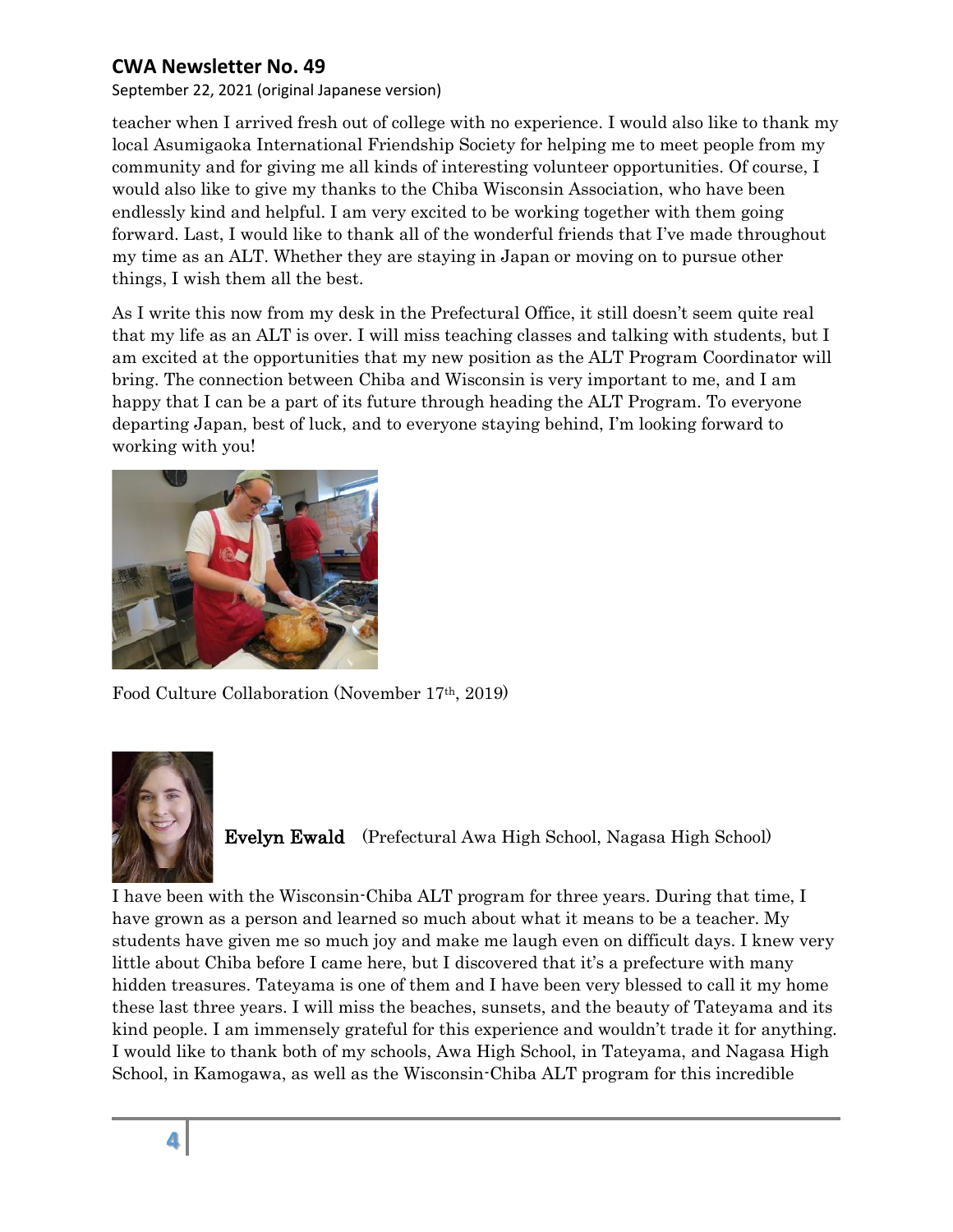teacher when I arrived fresh out of college with no experience. I would also like to thank my local Asumigaoka International Friendship Society for helping me to meet people from my community and for giving me all kinds of interesting volunteer opportunities. Of course, I would also like to give my thanks to the Chiba Wisconsin Association, who have been endlessly kind and helpful. I am very excited to be working together with them going forward. Last, I would like to thank all of the wonderful friends that I've made throughout my time as an ALT. Whether they are staying in Japan or moving on to pursue other things, I wish them all the best.

As I write this now from my desk in the Prefectural Office, it still doesn't seem quite real that my life as an ALT is over. I will miss teaching classes and talking with students, but I am excited at the opportunities that my new position as the ALT Program Coordinator will bring. The connection between Chiba and Wisconsin is very important to me, and I am happy that I can be a part of its future through heading the ALT Program. To everyone departing Japan, best of luck, and to everyone staying behind, I'm looking forward to working with you!

Food Culture Collaboration (November 17th, 2019)

**Evelyn Ewald** (Prefectural Awa High School, Nagasa High School)

I have been with the Wisconsin-Chiba ALT program for three years. During that time, I have grown as a person and learned so much about what it means to be a teacher. My students have given me so much joy and make me laugh even on difficult days. I knew very little about Chiba before I came here, but I discovered that it's a prefecture with many hidden treasures. Tateyama is one of them and I have been very blessed to call it my home these last three years. I will miss the beaches, sunsets, and the beauty of Tateyama and its kind people. I am immensely grateful for this experience and wouldn't trade it for anything. I would like to thank both of my schools, Awa High School, in Tateyama, and Nagasa High School, in Kamogawa, as well as the Wisconsin-Chiba ALT program for this incredible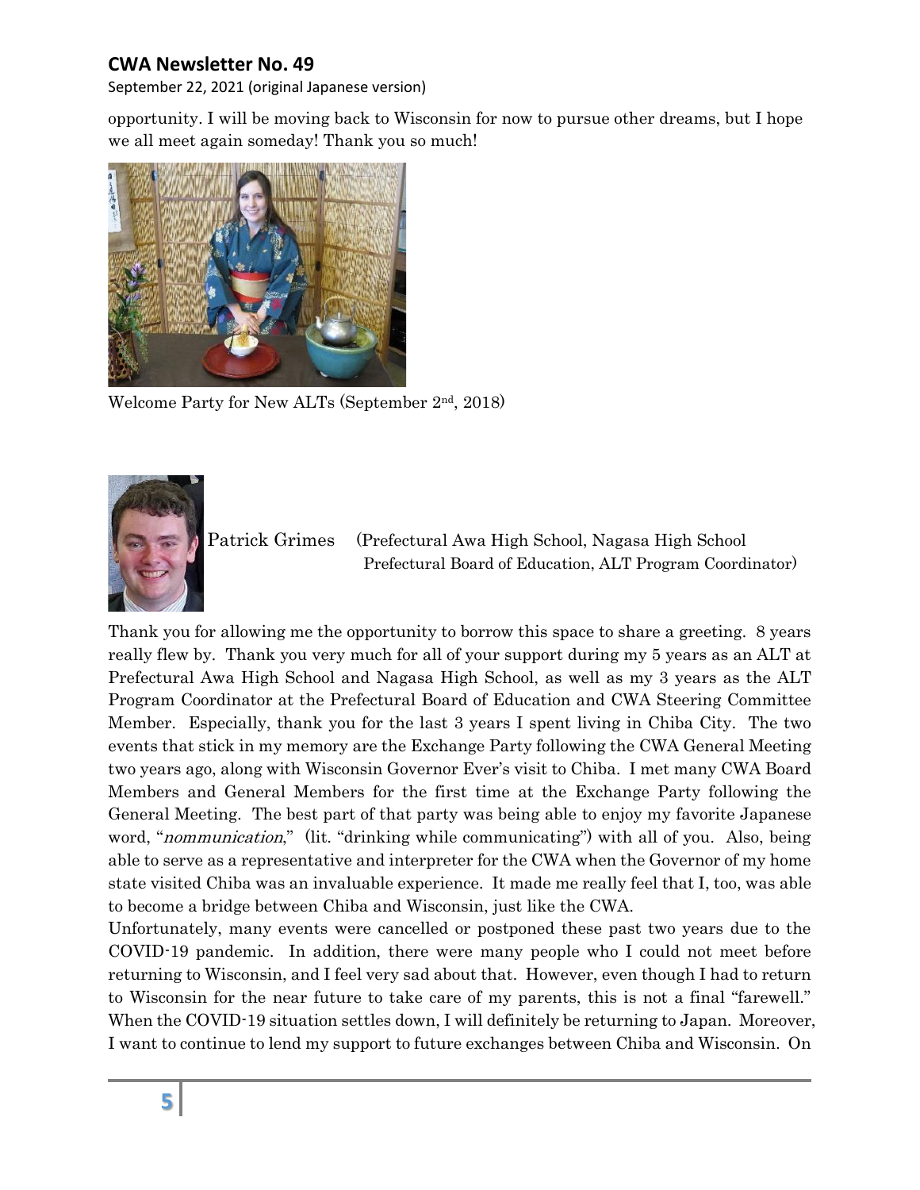opportunity. I will be moving back to Wisconsin for now to pursue other dreams, but I hope we all meet again someday! Thank you so much!

Welcome Party for New ALTs (September 2nd, 2018)

Patrick Grimes (Prefectural Awa High School, Nagasa High School
Prefectural Board of Education, ALT Program Coordinator)

Thank you for allowing me the opportunity to borrow this space to share a greeting. 8 years really flew by. Thank you very much for all of your support during my 5 years as an ALT at Prefectural Awa High School and Nagasa High School, as well as my 3 years as the ALT Program Coordinator at the Prefectural Board of Education and CWA Steering Committee Member. Especially, thank you for the last 3 years I spent living in Chiba City. The two events that stick in my memory are the Exchange Party following the CWA General Meeting two years ago, along with Wisconsin Governor Ever's visit to Chiba. I met many CWA Board Members and General Members for the first time at the Exchange Party following the General Meeting. The best part of that party was being able to enjoy my favorite Japanese word, "*nommunication*," (lit. "drinking while communicating") with all of you. Also, being able to serve as a representative and interpreter for the CWA when the Governor of my home state visited Chiba was an invaluable experience. It made me really feel that I, too, was able to become a bridge between Chiba and Wisconsin, just like the CWA.

Unfortunately, many events were cancelled or postponed these past two years due to the COVID-19 pandemic. In addition, there were many people who I could not meet before returning to Wisconsin, and I feel very sad about that. However, even though I had to return to Wisconsin for the near future to take care of my parents, this is not a final "farewell." When the COVID-19 situation settles down, I will definitely be returning to Japan. Moreover, I want to continue to lend my support to future exchanges between Chiba and Wisconsin. On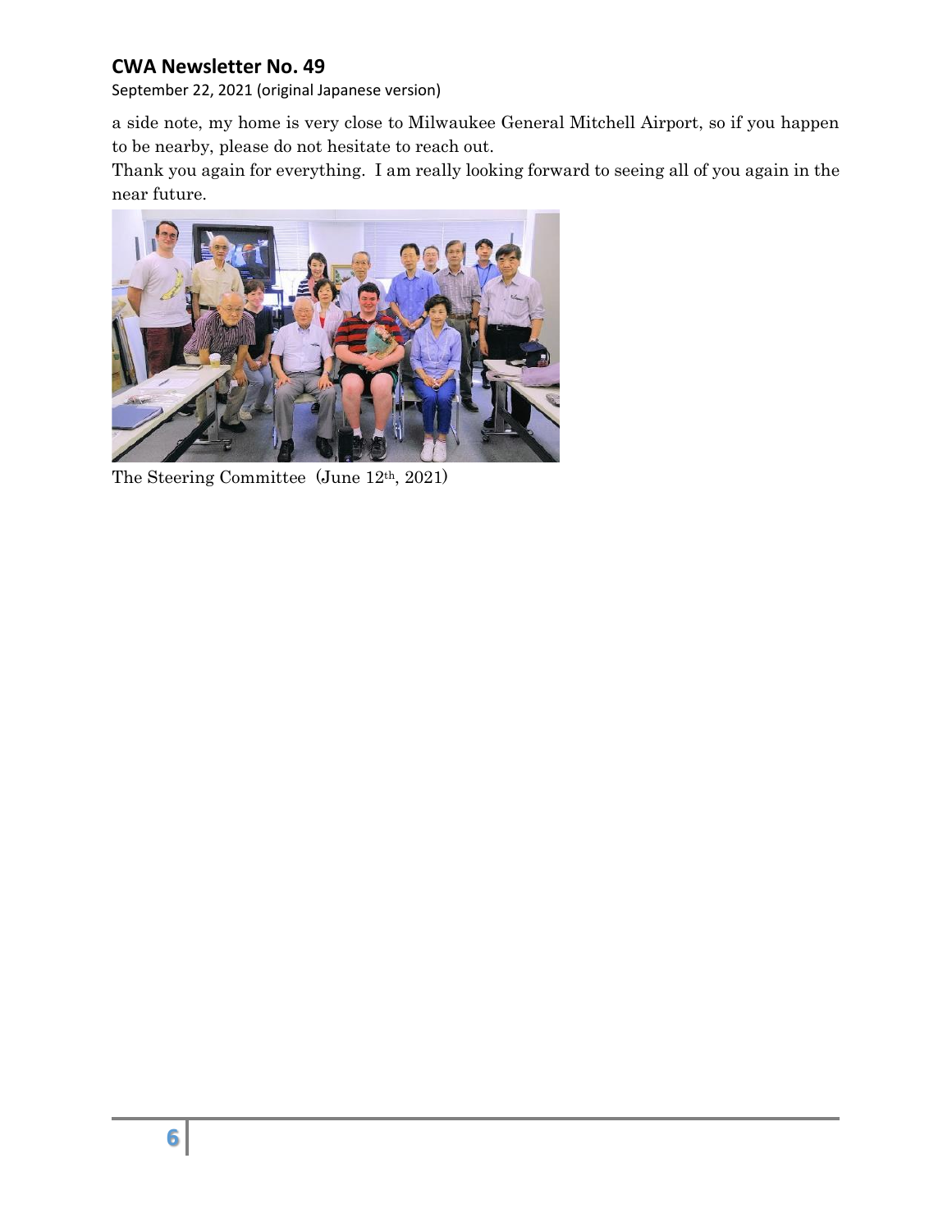a side note, my home is very close to Milwaukee General Mitchell Airport, so if you happen to be nearby, please do not hesitate to reach out.

Thank you again for everything. I am really looking forward to seeing all of you again in the near future.

The Steering Committee (June 12th, 2021)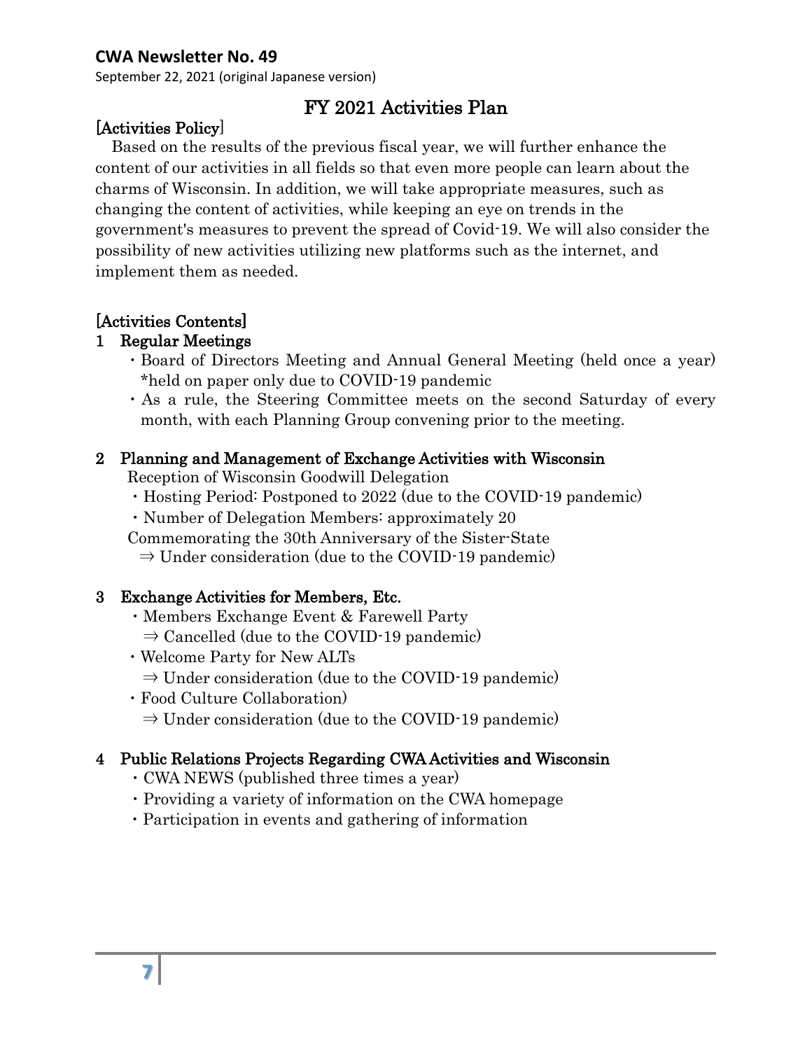**CWA Newsletter No. 49**

September 22, 2021 (original Japanese version)

# FY 2021 Activities Plan

## [Activities Policy]

Based on the results of the previous fiscal year, we will further enhance the content of our activities in all fields so that even more people can learn about the charms of Wisconsin. In addition, we will take appropriate measures, such as changing the content of activities, while keeping an eye on trends in the government's measures to prevent the spread of Covid-19. We will also consider the possibility of new activities utilizing new platforms such as the internet, and implement them as needed.

## [Activities Contents]

### 1 Regular Meetings

- Board of Directors Meeting and Annual General Meeting (held once a year) *held on paper only due to COVID-19 pandemic
- As a rule, the Steering Committee meets on the second Saturday of every month, with each Planning Group convening prior to the meeting.

### 2 Planning and Management of Exchange Activities with Wisconsin

Reception of Wisconsin Goodwill Delegation

- Hosting Period: Postponed to 2022 (due to the COVID-19 pandemic)
- Number of Delegation Members: approximately 20

Commemorating the 30th Anniversary of the Sister-State

⇒ Under consideration (due to the COVID-19 pandemic)

### 3 Exchange Activities for Members, Etc.

- Members Exchange Event & Farewell Party
  ⇒ Cancelled (due to the COVID-19 pandemic)
- Welcome Party for New ALTs
  ⇒ Under consideration (due to the COVID-19 pandemic)
- Food Culture Collaboration)
  ⇒ Under consideration (due to the COVID-19 pandemic)

### 4 Public Relations Projects Regarding CWA Activities and Wisconsin

- CWA NEWS (published three times a year)
- Providing a variety of information on the CWA homepage
- Participation in events and gathering of information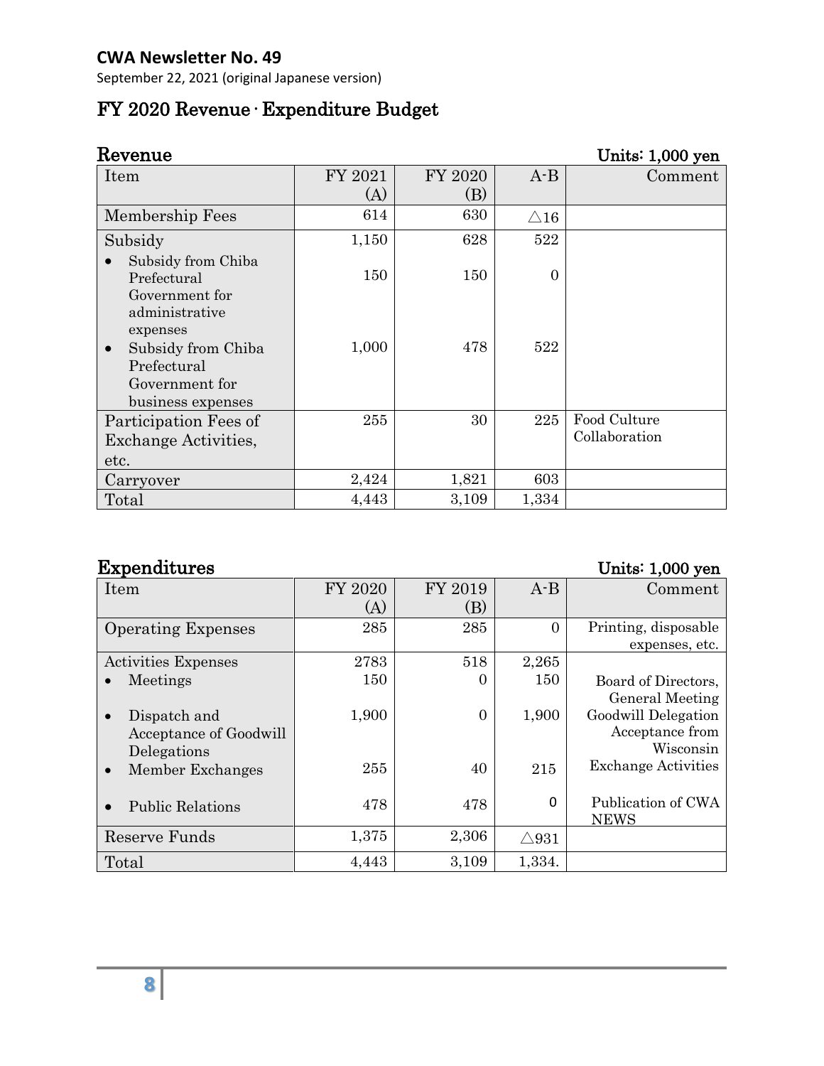**CWA Newsletter No. 49**

September 22, 2021 (original Japanese version)

# FY 2020 Revenue · Expenditure Budget

## Revenue

Units: 1,000 yen

| Item | FY 2021 (A) | FY 2020 (B) | A-B | Comment |
|---|---|---|---|---|
| Membership Fees | 614 | 630 | △16 | |
| Subsidy | 1,150 | 628 | 522 | |
| • Subsidy from Chiba Prefectural Government for administrative expenses | 150 | 150 | 0 | |
| • Subsidy from Chiba Prefectural Government for business expenses | 1,000 | 478 | 522 | |
| Participation Fees of Exchange Activities, etc. | 255 | 30 | 225 | Food Culture Collaboration |
| Carryover | 2,424 | 1,821 | 603 | |
| Total | 4,443 | 3,109 | 1,334 | |

## Expenditures

Units: 1,000 yen

| Item | FY 2020 (A) | FY 2019 (B) | A-B | Comment |
|---|---|---|---|---|
| Operating Expenses | 285 | 285 | 0 | Printing, disposable expenses, etc. |
| Activities Expenses | 2783 | 518 | 2,265 | |
| • Meetings | 150 | 0 | 150 | Board of Directors, General Meeting |
| • Dispatch and Acceptance of Goodwill Delegations | 1,900 | 0 | 1,900 | Goodwill Delegation Acceptance from Wisconsin |
| • Member Exchanges | 255 | 40 | 215 | Exchange Activities |
| • Public Relations | 478 | 478 | 0 | Publication of CWA NEWS |
| Reserve Funds | 1,375 | 2,306 | △931 | |
| Total | 4,443 | 3,109 | 1,334. | |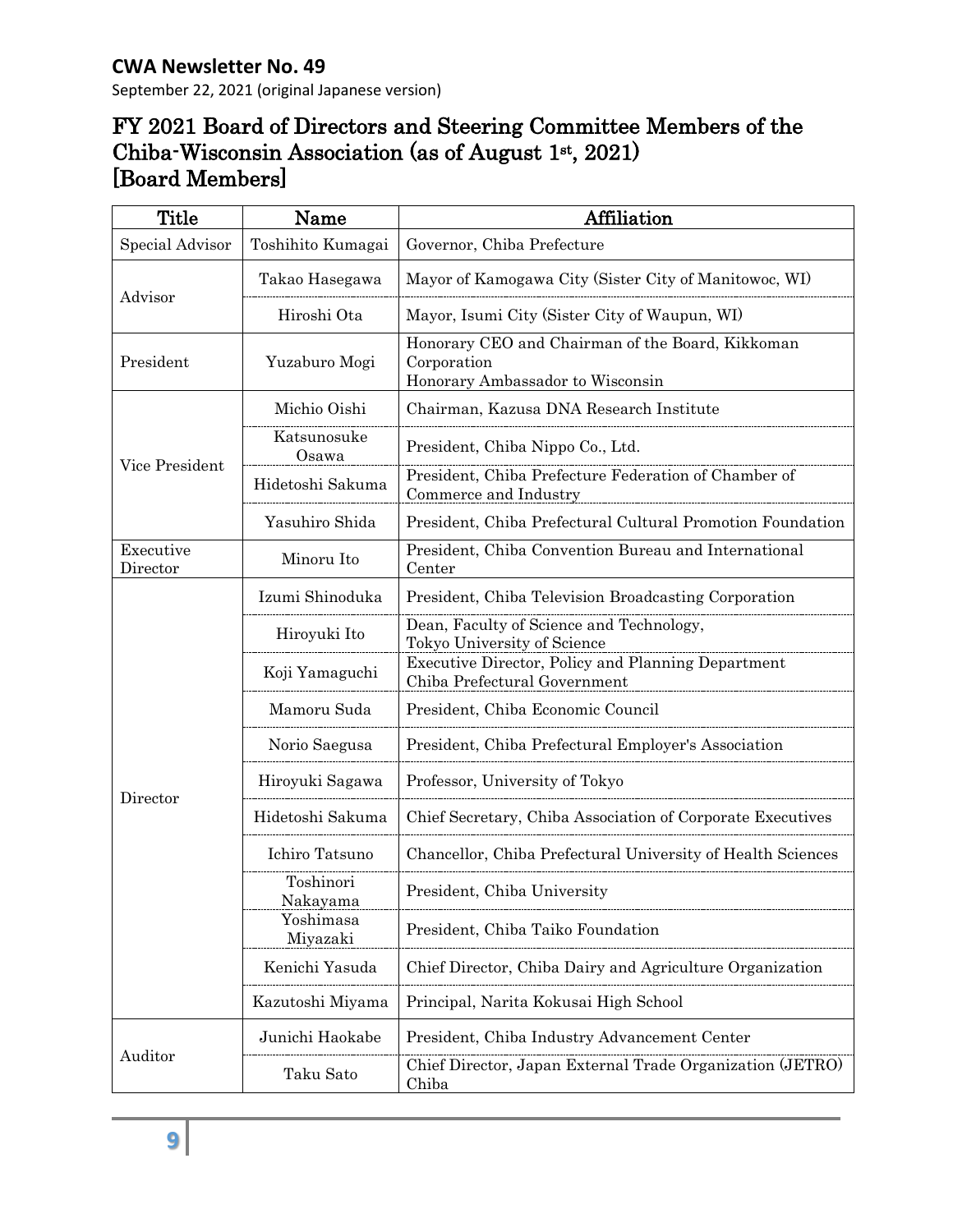# CWA Newsletter No. 49

September 22, 2021 (original Japanese version)

## FY 2021 Board of Directors and Steering Committee Members of the Chiba-Wisconsin Association (as of August 1st, 2021)
## [Board Members]

| Title | Name | Affiliation |
|---|---|---|
| Special Advisor | Toshihito Kumagai | Governor, Chiba Prefecture |
| Advisor | Takao Hasegawa | Mayor of Kamogawa City (Sister City of Manitowoc, WI) |
| | Hiroshi Ota | Mayor, Isumi City (Sister City of Waupun, WI) |
| President | Yuzaburo Mogi | Honorary CEO and Chairman of the Board, Kikkoman Corporation<br>Honorary Ambassador to Wisconsin |
| Vice President | Michio Oishi | Chairman, Kazusa DNA Research Institute |
| | Katsunosuke Osawa | President, Chiba Nippo Co., Ltd. |
| | Hidetoshi Sakuma | President, Chiba Prefecture Federation of Chamber of Commerce and Industry |
| | Yasuhiro Shida | President, Chiba Prefectural Cultural Promotion Foundation |
| Executive Director | Minoru Ito | President, Chiba Convention Bureau and International Center |
| Director | Izumi Shinoduka | President, Chiba Television Broadcasting Corporation |
| | Hiroyuki Ito | Dean, Faculty of Science and Technology, Tokyo University of Science |
| | Koji Yamaguchi | Executive Director, Policy and Planning Department Chiba Prefectural Government |
| | Mamoru Suda | President, Chiba Economic Council |
| | Norio Saegusa | President, Chiba Prefectural Employer's Association |
| | Hiroyuki Sagawa | Professor, University of Tokyo |
| | Hidetoshi Sakuma | Chief Secretary, Chiba Association of Corporate Executives |
| | Ichiro Tatsuno | Chancellor, Chiba Prefectural University of Health Sciences |
| | Toshinori Nakayama | President, Chiba University |
| | Yoshimasa Miyazaki | President, Chiba Taiko Foundation |
| | Kenichi Yasuda | Chief Director, Chiba Dairy and Agriculture Organization |
| | Kazutoshi Miyama | Principal, Narita Kokusai High School |
| Auditor | Junichi Haokabe | President, Chiba Industry Advancement Center |
| | Taku Sato | Chief Director, Japan External Trade Organization (JETRO) Chiba |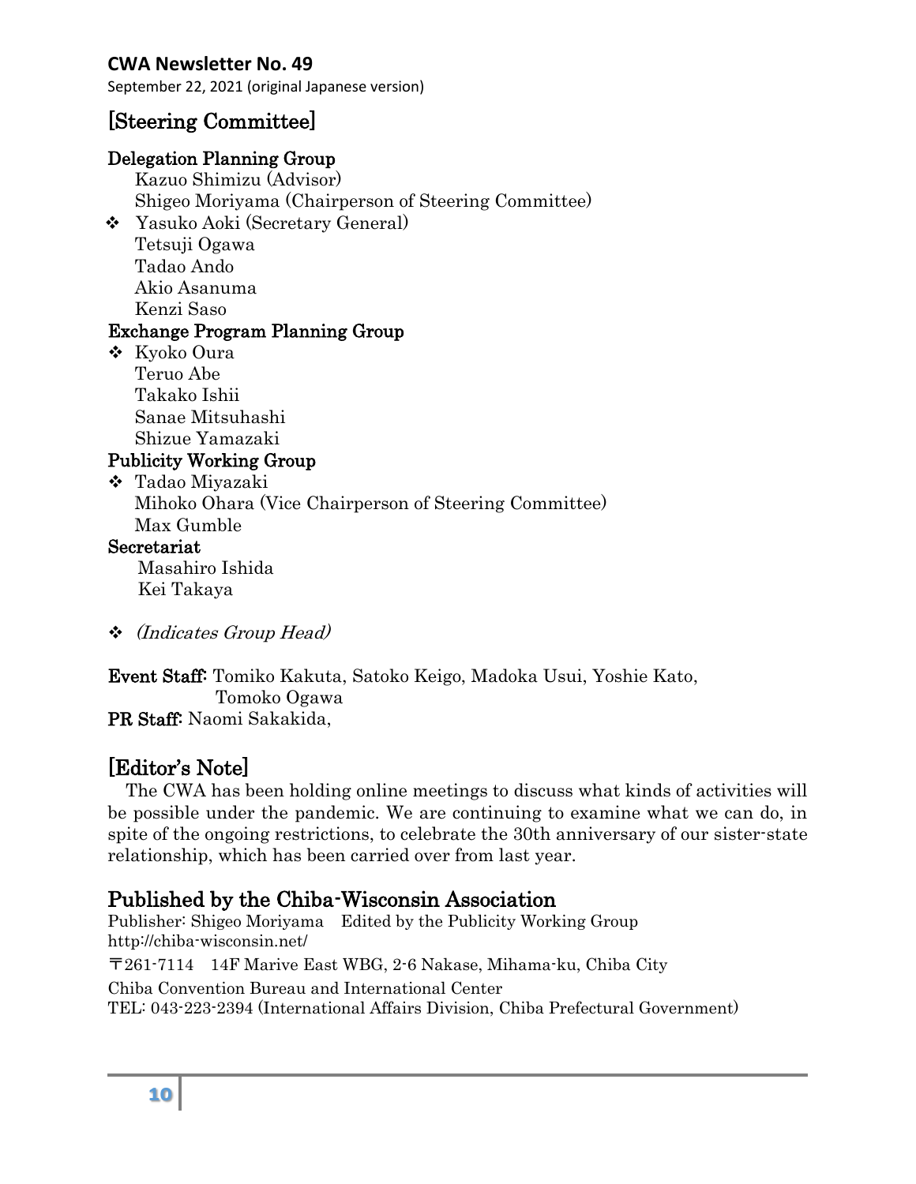**CWA Newsletter No. 49**

September 22, 2021 (original Japanese version)

## [Steering Committee]

### Delegation Planning Group

Kazuo Shimizu (Advisor)
Shigeo Moriyama (Chairperson of Steering Committee)
❖ Yasuko Aoki (Secretary General)
Tetsuji Ogawa
Tadao Ando
Akio Asanuma
Kenzi Saso

### Exchange Program Planning Group

❖ Kyoko Oura
Teruo Abe
Takako Ishii
Sanae Mitsuhashi
Shizue Yamazaki

### Publicity Working Group

❖ Tadao Miyazaki
Mihoko Ohara (Vice Chairperson of Steering Committee)
Max Gumble

### Secretariat

Masahiro Ishida
Kei Takaya

❖ *(Indicates Group Head)*

**Event Staff:** Tomiko Kakuta, Satoko Keigo, Madoka Usui, Yoshie Kato, Tomoko Ogawa
**PR Staff:** Naomi Sakakida,

## [Editor's Note]

The CWA has been holding online meetings to discuss what kinds of activities will be possible under the pandemic. We are continuing to examine what we can do, in spite of the ongoing restrictions, to celebrate the 30th anniversary of our sister-state relationship, which has been carried over from last year.

## Published by the Chiba-Wisconsin Association

Publisher: Shigeo Moriyama Edited by the Publicity Working Group
http://chiba-wisconsin.net/
〒261-7114 14F Marive East WBG, 2-6 Nakase, Mihama-ku, Chiba City
Chiba Convention Bureau and International Center
TEL: 043-223-2394 (International Affairs Division, Chiba Prefectural Government)